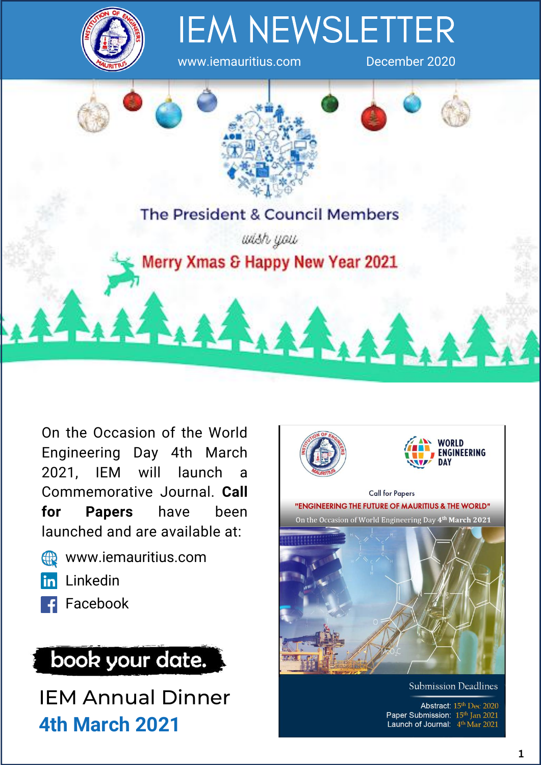# IEM NEWSLETTER

www.iemauritius.com December 2020

The President & Council Members

*wish you*

**Merry Xmas & Happy New Year 2021**

On the Occasion of the World Engineering Day 4th March 2021, IEM will launch a Commemorative Journal. **Call for Papers** have been launched and are available at:

- www.iemauritius.com
- Linkedin
- Facebook

**book your date.**

## IEM Annual Dinner

## 4th March 2021

WORLD ENGINEERING DAY

Call for Papers

**"ENGINEERING THE FUTURE OF MAURITIUS & THE WORLD"**

On the Occasion of World Engineering Day **4th March 2021**

Submission Deadlines

Abstract: 15th Dec 2020

Paper Submission: 15th Jan 2021

Launch of Journal: 4th Mar 2021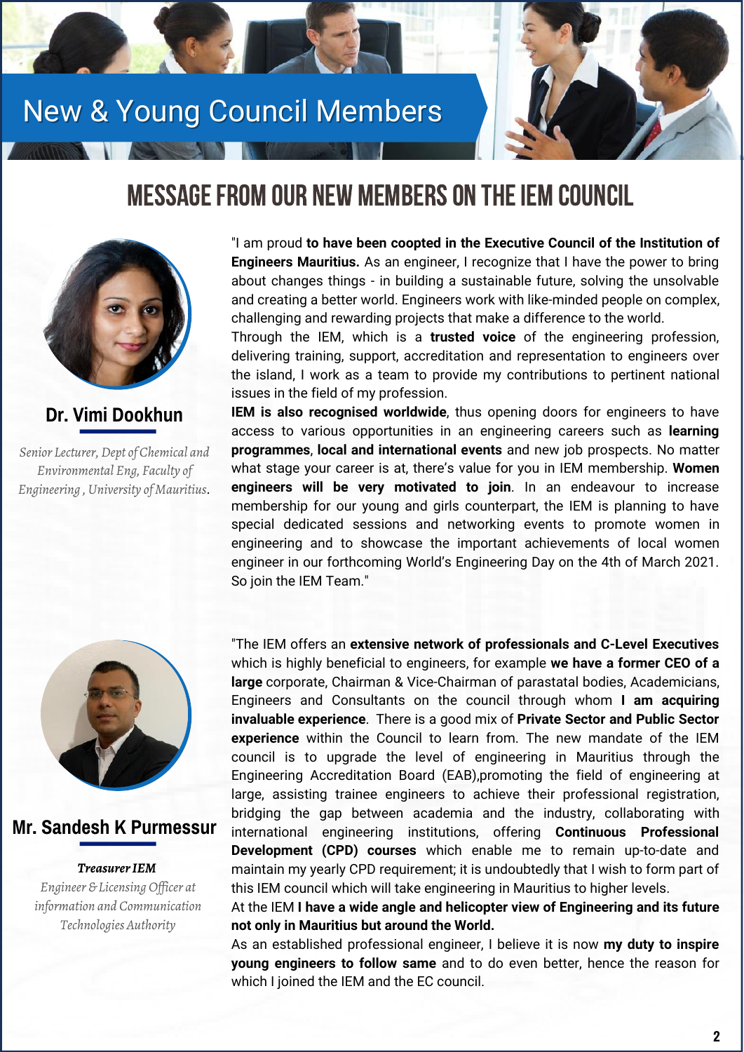# New & Young Council Members

## MESSAGE FROM OUR NEW MEMBERS ON THE IEM COUNCIL

### Dr. Vimi Dookhun

*Senior Lecturer, Dept of Chemical and Environmental Eng, Faculty of Engineering , University of Mauritius.*

"I am proud **to have been coopted in the Executive Council of the Institution of Engineers Mauritius.** As an engineer, I recognize that I have the power to bring about changes things - in building a sustainable future, solving the unsolvable and creating a better world. Engineers work with like-minded people on complex, challenging and rewarding projects that make a difference to the world.

Through the IEM, which is a **trusted voice** of the engineering profession, delivering training, support, accreditation and representation to engineers over the island, I work as a team to provide my contributions to pertinent national issues in the field of my profession.

**IEM is also recognised worldwide**, thus opening doors for engineers to have access to various opportunities in an engineering careers such as **learning programmes**, **local and international events** and new job prospects. No matter what stage your career is at, there's value for you in IEM membership. **Women engineers will be very motivated to join**. In an endeavour to increase membership for our young and girls counterpart, the IEM is planning to have special dedicated sessions and networking events to promote women in engineering and to showcase the important achievements of local women engineer in our forthcoming World's Engineering Day on the 4th of March 2021. So join the IEM Team."

### Mr. Sandesh K Purmessur

***Treasurer IEM***

*Engineer & Licensing Officer at information and Communication Technologies Authority*

"The IEM offers an **extensive network of professionals and C-Level Executives** which is highly beneficial to engineers, for example **we have a former CEO of a large** corporate, Chairman & Vice-Chairman of parastatal bodies, Academicians, Engineers and Consultants on the council through whom **I am acquiring invaluable experience**. There is a good mix of **Private Sector and Public Sector experience** within the Council to learn from. The new mandate of the IEM council is to upgrade the level of engineering in Mauritius through the Engineering Accreditation Board (EAB),promoting the field of engineering at large, assisting trainee engineers to achieve their professional registration, bridging the gap between academia and the industry, collaborating with international engineering institutions, offering **Continuous Professional Development (CPD) courses** which enable me to remain up-to-date and maintain my yearly CPD requirement; it is undoubtedly that I wish to form part of this IEM council which will take engineering in Mauritius to higher levels.

At the IEM **I have a wide angle and helicopter view of Engineering and its future not only in Mauritius but around the World.**

As an established professional engineer, I believe it is now **my duty to inspire young engineers to follow same** and to do even better, hence the reason for which I joined the IEM and the EC council.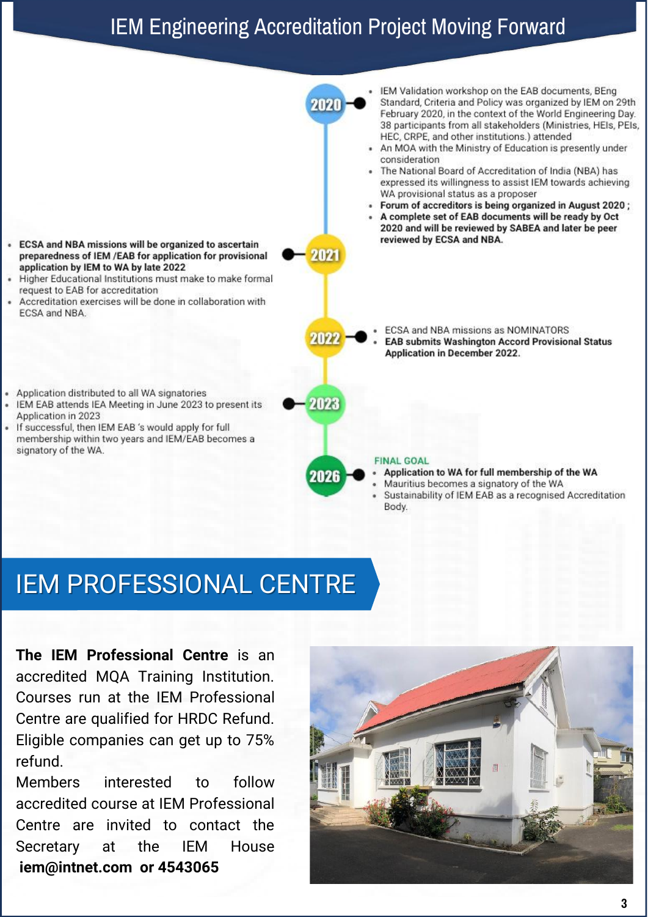# IEM Engineering Accreditation Project Moving Forward

### 2020

- IEM Validation workshop on the EAB documents, BEng Standard, Criteria and Policy was organized by IEM on 29th February 2020, in the context of the World Engineering Day. 38 participants from all stakeholders (Ministries, HEIs, PEIs, HEC, CRPE, and other institutions.) attended
- An MOA with the Ministry of Education is presently under consideration
- The National Board of Accreditation of India (NBA) has expressed its willingness to assist IEM towards achieving WA provisional status as a proposer
- **Forum of accreditors is being organized in August 2020 ;**
- **A complete set of EAB documents will be ready by Oct 2020 and will be reviewed by SABEA and later be peer reviewed by ECSA and NBA.**

### 2021

- **ECSA and NBA missions will be organized to ascertain preparedness of IEM /EAB for application for provisional application by IEM to WA by late 2022**
- Higher Educational Institutions must make to make formal request to EAB for accreditation
- Accreditation exercises will be done in collaboration with ECSA and NBA.

### 2022

- ECSA and NBA missions as NOMINATORS
- **EAB submits Washington Accord Provisional Status Application in December 2022.**

### 2023

- Application distributed to all WA signatories
- IEM EAB attends IEA Meeting in June 2023 to present its Application in 2023
- If successful, then IEM EAB 's would apply for full membership within two years and IEM/EAB becomes a signatory of the WA.

### 2026

FINAL GOAL

- **Application to WA for full membership of the WA**
- Mauritius becomes a signatory of the WA
- Sustainability of IEM EAB as a recognised Accreditation Body.

# IEM PROFESSIONAL CENTRE

**The IEM Professional Centre** is an accredited MQA Training Institution. Courses run at the IEM Professional Centre are qualified for HRDC Refund. Eligible companies can get up to 75% refund.

Members interested to follow accredited course at IEM Professional Centre are invited to contact the Secretary at the IEM House **iem@intnet.com or 4543065**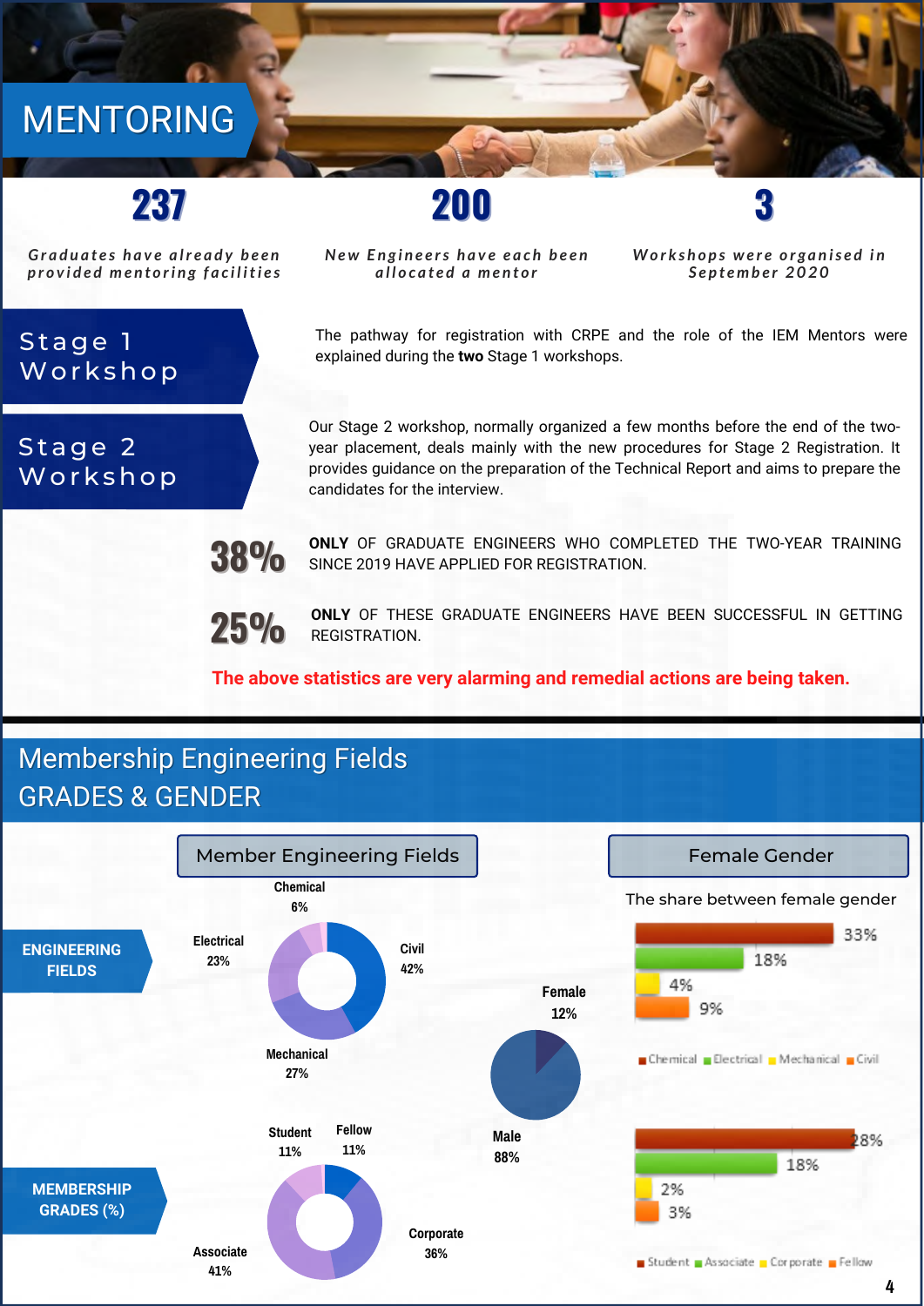# MENTORING

**237**

*Graduates have already been provided mentoring facilities*

**200**

*New Engineers have each been allocated a mentor*

**3**

*Workshops were organised in September 2020*

## Stage 1 Workshop

The pathway for registration with CRPE and the role of the IEM Mentors were explained during the **two** Stage 1 workshops.

## Stage 2 Workshop

Our Stage 2 workshop, normally organized a few months before the end of the two-year placement, deals mainly with the new procedures for Stage 2 Registration. It provides guidance on the preparation of the Technical Report and aims to prepare the candidates for the interview.

**38%** **ONLY** OF GRADUATE ENGINEERS WHO COMPLETED THE TWO-YEAR TRAINING SINCE 2019 HAVE APPLIED FOR REGISTRATION.

**25%** **ONLY** OF THESE GRADUATE ENGINEERS HAVE BEEN SUCCESSFUL IN GETTING REGISTRATION.

**The above statistics are very alarming and remedial actions are being taken.**

# Membership Engineering Fields GRADES & GENDER

## Member Engineering Fields

**ENGINEERING FIELDS**

| Field | % |
|---|---|
| Civil | 42% |
| Mechanical | 27% |
| Electrical | 23% |
| Chemical | 6% |

**MEMBERSHIP GRADES (%)**

| Grade | % |
|---|---|
| Associate | 41% |
| Corporate | 36% |
| Student | 11% |
| Fellow | 11% |

| Gender | % |
|---|---|
| Female | 12% |
| Male | 88% |

## Female Gender

The share between female gender

| Field | % |
|---|---|
| Chemical | 33% |
| Electrical | 18% |
| Mechanical | 4% |
| Civil | 9% |

| Grade | % |
|---|---|
| Student | 28% |
| Associate | 18% |
| Corporate | 2% |
| Fellow | 3% |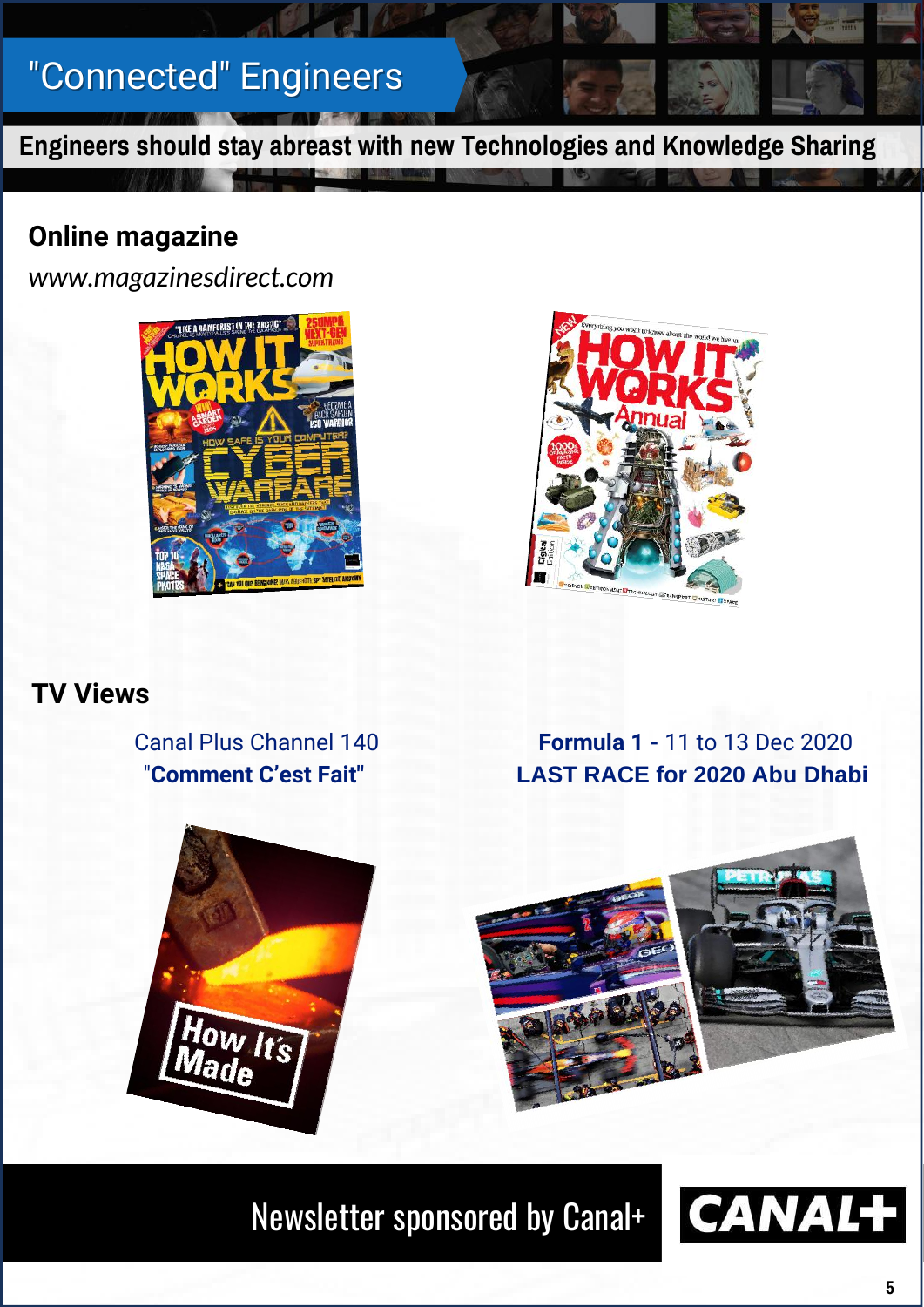# "Connected" Engineers

**Engineers should stay abreast with new Technologies and Knowledge Sharing**

## Online magazine

*www.magazinesdirect.com*

## TV Views

Canal Plus Channel 140
"**Comment C'est Fait**"

**Formula 1 -** 11 to 13 Dec 2020
**LAST RACE for 2020 Abu Dhabi**

Newsletter sponsored by Canal+